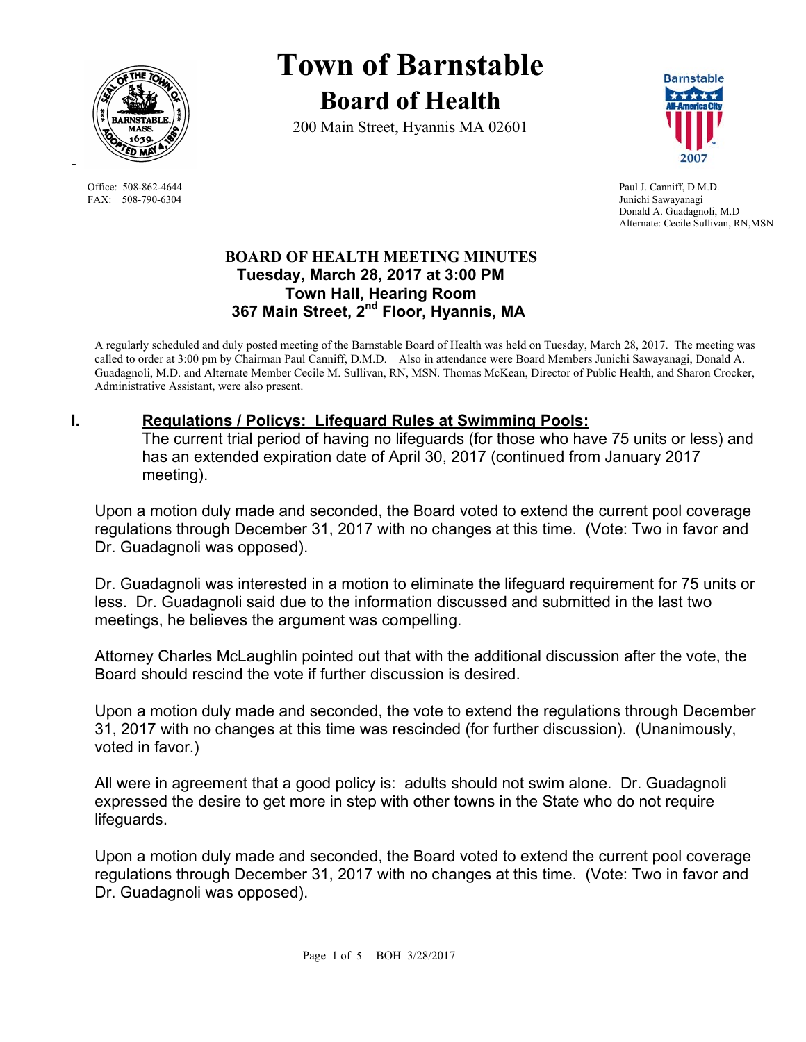# Town of Barnstable

## Board of Health

200 Main Street, Hyannis MA 02601

Office: 508-862-4644
FAX: 508-790-6304

Paul J. Canniff, D.M.D.
Junichi Sawayanagi
Donald A. Guadagnoli, M.D
Alternate: Cecile Sullivan, RN,MSN

### BOARD OF HEALTH MEETING MINUTES
**Tuesday, March 28, 2017 at 3:00 PM**
**Town Hall, Hearing Room**
**367 Main Street, 2nd Floor, Hyannis, MA**

A regularly scheduled and duly posted meeting of the Barnstable Board of Health was held on Tuesday, March 28, 2017. The meeting was called to order at 3:00 pm by Chairman Paul Canniff, D.M.D. Also in attendance were Board Members Junichi Sawayanagi, Donald A. Guadagnoli, M.D. and Alternate Member Cecile M. Sullivan, RN, MSN. Thomas McKean, Director of Public Health, and Sharon Crocker, Administrative Assistant, were also present.

## I. Regulations / Policys: Lifeguard Rules at Swimming Pools:

The current trial period of having no lifeguards (for those who have 75 units or less) and has an extended expiration date of April 30, 2017 (continued from January 2017 meeting).

Upon a motion duly made and seconded, the Board voted to extend the current pool coverage regulations through December 31, 2017 with no changes at this time. (Vote: Two in favor and Dr. Guadagnoli was opposed).

Dr. Guadagnoli was interested in a motion to eliminate the lifeguard requirement for 75 units or less. Dr. Guadagnoli said due to the information discussed and submitted in the last two meetings, he believes the argument was compelling.

Attorney Charles McLaughlin pointed out that with the additional discussion after the vote, the Board should rescind the vote if further discussion is desired.

Upon a motion duly made and seconded, the vote to extend the regulations through December 31, 2017 with no changes at this time was rescinded (for further discussion). (Unanimously, voted in favor.)

All were in agreement that a good policy is: adults should not swim alone. Dr. Guadagnoli expressed the desire to get more in step with other towns in the State who do not require lifeguards.

Upon a motion duly made and seconded, the Board voted to extend the current pool coverage regulations through December 31, 2017 with no changes at this time. (Vote: Two in favor and Dr. Guadagnoli was opposed).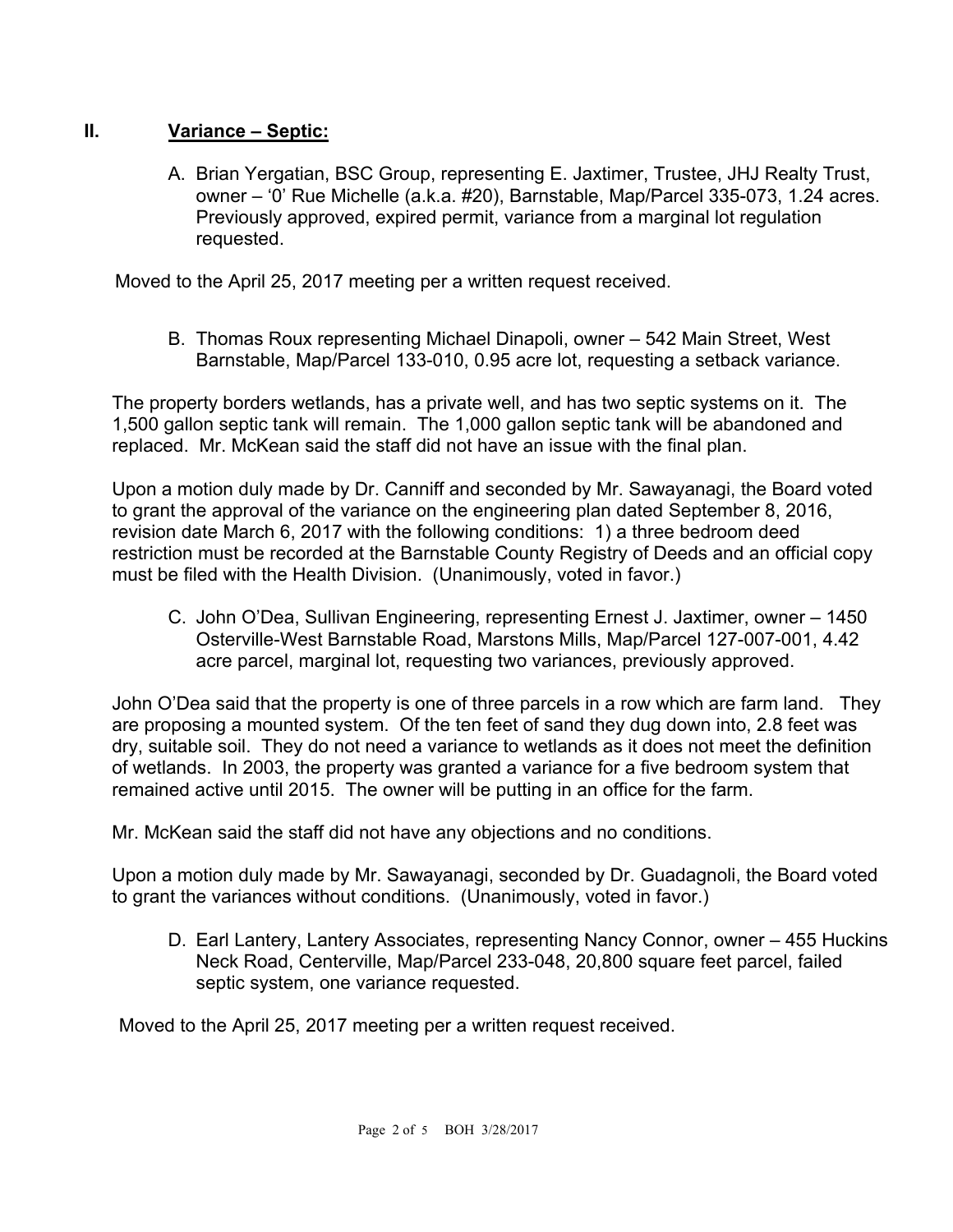## II. <u>Variance – Septic:</u>

A. Brian Yergatian, BSC Group, representing E. Jaxtimer, Trustee, JHJ Realty Trust, owner – '0' Rue Michelle (a.k.a. #20), Barnstable, Map/Parcel 335-073, 1.24 acres. Previously approved, expired permit, variance from a marginal lot regulation requested.

Moved to the April 25, 2017 meeting per a written request received.

B. Thomas Roux representing Michael Dinapoli, owner – 542 Main Street, West Barnstable, Map/Parcel 133-010, 0.95 acre lot, requesting a setback variance.

The property borders wetlands, has a private well, and has two septic systems on it. The 1,500 gallon septic tank will remain. The 1,000 gallon septic tank will be abandoned and replaced. Mr. McKean said the staff did not have an issue with the final plan.

Upon a motion duly made by Dr. Canniff and seconded by Mr. Sawayanagi, the Board voted to grant the approval of the variance on the engineering plan dated September 8, 2016, revision date March 6, 2017 with the following conditions: 1) a three bedroom deed restriction must be recorded at the Barnstable County Registry of Deeds and an official copy must be filed with the Health Division. (Unanimously, voted in favor.)

C. John O'Dea, Sullivan Engineering, representing Ernest J. Jaxtimer, owner – 1450 Osterville-West Barnstable Road, Marstons Mills, Map/Parcel 127-007-001, 4.42 acre parcel, marginal lot, requesting two variances, previously approved.

John O'Dea said that the property is one of three parcels in a row which are farm land. They are proposing a mounted system. Of the ten feet of sand they dug down into, 2.8 feet was dry, suitable soil. They do not need a variance to wetlands as it does not meet the definition of wetlands. In 2003, the property was granted a variance for a five bedroom system that remained active until 2015. The owner will be putting in an office for the farm.

Mr. McKean said the staff did not have any objections and no conditions.

Upon a motion duly made by Mr. Sawayanagi, seconded by Dr. Guadagnoli, the Board voted to grant the variances without conditions. (Unanimously, voted in favor.)

D. Earl Lantery, Lantery Associates, representing Nancy Connor, owner – 455 Huckins Neck Road, Centerville, Map/Parcel 233-048, 20,800 square feet parcel, failed septic system, one variance requested.

Moved to the April 25, 2017 meeting per a written request received.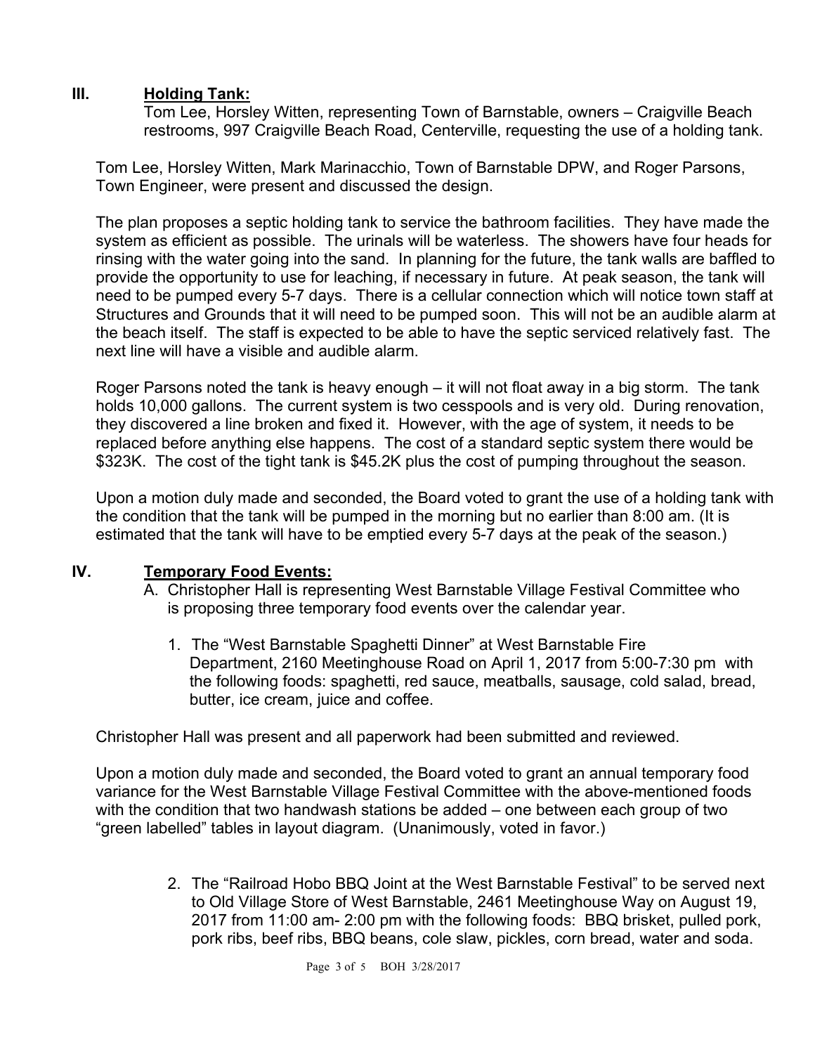## III. Holding Tank:

Tom Lee, Horsley Witten, representing Town of Barnstable, owners – Craigville Beach restrooms, 997 Craigville Beach Road, Centerville, requesting the use of a holding tank.

Tom Lee, Horsley Witten, Mark Marinacchio, Town of Barnstable DPW, and Roger Parsons, Town Engineer, were present and discussed the design.

The plan proposes a septic holding tank to service the bathroom facilities. They have made the system as efficient as possible. The urinals will be waterless. The showers have four heads for rinsing with the water going into the sand. In planning for the future, the tank walls are baffled to provide the opportunity to use for leaching, if necessary in future. At peak season, the tank will need to be pumped every 5-7 days. There is a cellular connection which will notice town staff at Structures and Grounds that it will need to be pumped soon. This will not be an audible alarm at the beach itself. The staff is expected to be able to have the septic serviced relatively fast. The next line will have a visible and audible alarm.

Roger Parsons noted the tank is heavy enough – it will not float away in a big storm. The tank holds 10,000 gallons. The current system is two cesspools and is very old. During renovation, they discovered a line broken and fixed it. However, with the age of system, it needs to be replaced before anything else happens. The cost of a standard septic system there would be $323K. The cost of the tight tank is $45.2K plus the cost of pumping throughout the season.

Upon a motion duly made and seconded, the Board voted to grant the use of a holding tank with the condition that the tank will be pumped in the morning but no earlier than 8:00 am. (It is estimated that the tank will have to be emptied every 5-7 days at the peak of the season.)

## IV. Temporary Food Events:

A. Christopher Hall is representing West Barnstable Village Festival Committee who is proposing three temporary food events over the calendar year.

1. The "West Barnstable Spaghetti Dinner" at West Barnstable Fire Department, 2160 Meetinghouse Road on April 1, 2017 from 5:00-7:30 pm with the following foods: spaghetti, red sauce, meatballs, sausage, cold salad, bread, butter, ice cream, juice and coffee.

Christopher Hall was present and all paperwork had been submitted and reviewed.

Upon a motion duly made and seconded, the Board voted to grant an annual temporary food variance for the West Barnstable Village Festival Committee with the above-mentioned foods with the condition that two handwash stations be added – one between each group of two "green labelled" tables in layout diagram. (Unanimously, voted in favor.)

2. The "Railroad Hobo BBQ Joint at the West Barnstable Festival" to be served next to Old Village Store of West Barnstable, 2461 Meetinghouse Way on August 19, 2017 from 11:00 am- 2:00 pm with the following foods: BBQ brisket, pulled pork, pork ribs, beef ribs, BBQ beans, cole slaw, pickles, corn bread, water and soda.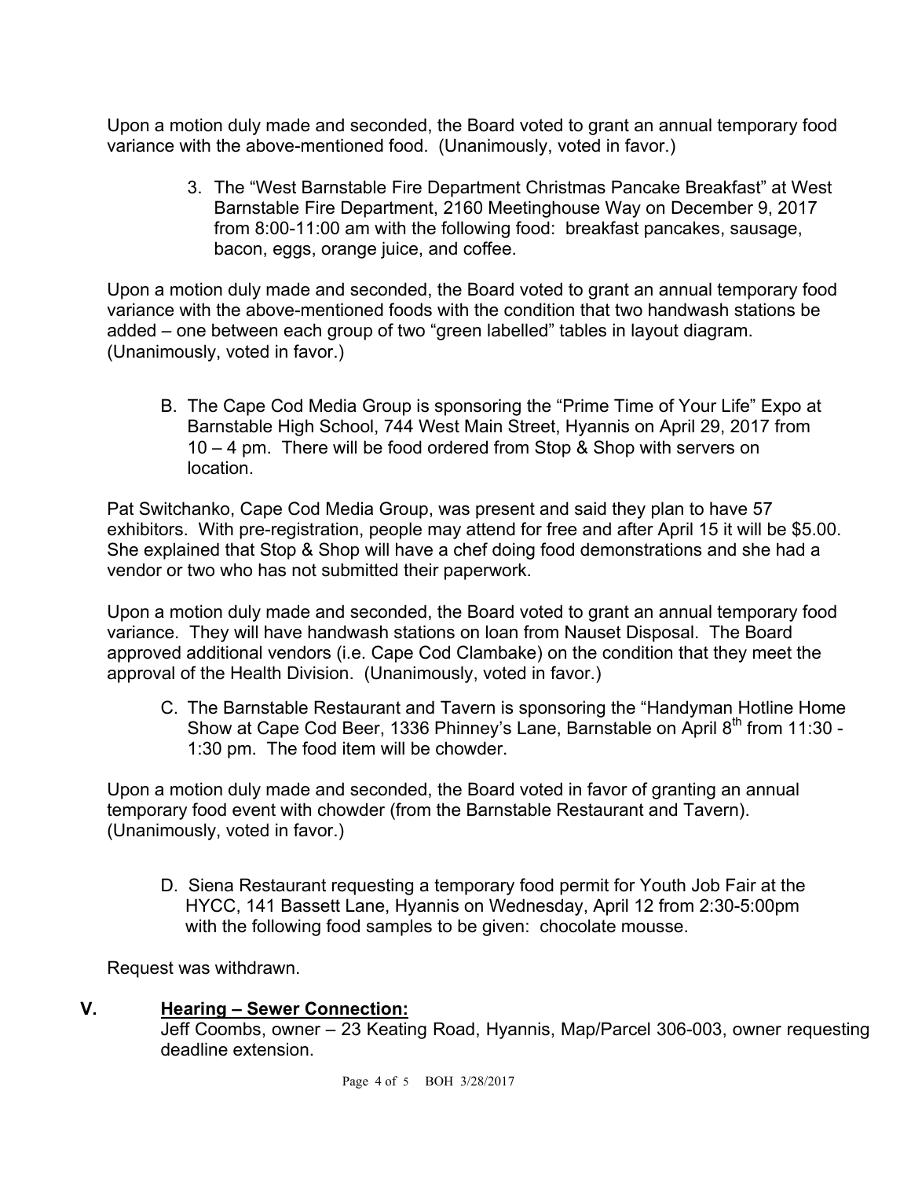Upon a motion duly made and seconded, the Board voted to grant an annual temporary food variance with the above-mentioned food. (Unanimously, voted in favor.)

3. The "West Barnstable Fire Department Christmas Pancake Breakfast" at West Barnstable Fire Department, 2160 Meetinghouse Way on December 9, 2017 from 8:00-11:00 am with the following food: breakfast pancakes, sausage, bacon, eggs, orange juice, and coffee.

Upon a motion duly made and seconded, the Board voted to grant an annual temporary food variance with the above-mentioned foods with the condition that two handwash stations be added – one between each group of two "green labelled" tables in layout diagram. (Unanimously, voted in favor.)

B. The Cape Cod Media Group is sponsoring the "Prime Time of Your Life" Expo at Barnstable High School, 744 West Main Street, Hyannis on April 29, 2017 from 10 – 4 pm. There will be food ordered from Stop & Shop with servers on location.

Pat Switchanko, Cape Cod Media Group, was present and said they plan to have 57 exhibitors. With pre-registration, people may attend for free and after April 15 it will be $5.00. She explained that Stop & Shop will have a chef doing food demonstrations and she had a vendor or two who has not submitted their paperwork.

Upon a motion duly made and seconded, the Board voted to grant an annual temporary food variance. They will have handwash stations on loan from Nauset Disposal. The Board approved additional vendors (i.e. Cape Cod Clambake) on the condition that they meet the approval of the Health Division. (Unanimously, voted in favor.)

C. The Barnstable Restaurant and Tavern is sponsoring the "Handyman Hotline Home Show at Cape Cod Beer, 1336 Phinney's Lane, Barnstable on April 8th from 11:30 - 1:30 pm. The food item will be chowder.

Upon a motion duly made and seconded, the Board voted in favor of granting an annual temporary food event with chowder (from the Barnstable Restaurant and Tavern). (Unanimously, voted in favor.)

D. Siena Restaurant requesting a temporary food permit for Youth Job Fair at the HYCC, 141 Bassett Lane, Hyannis on Wednesday, April 12 from 2:30-5:00pm with the following food samples to be given: chocolate mousse.

Request was withdrawn.

## V. <u>Hearing – Sewer Connection:</u>

Jeff Coombs, owner – 23 Keating Road, Hyannis, Map/Parcel 306-003, owner requesting deadline extension.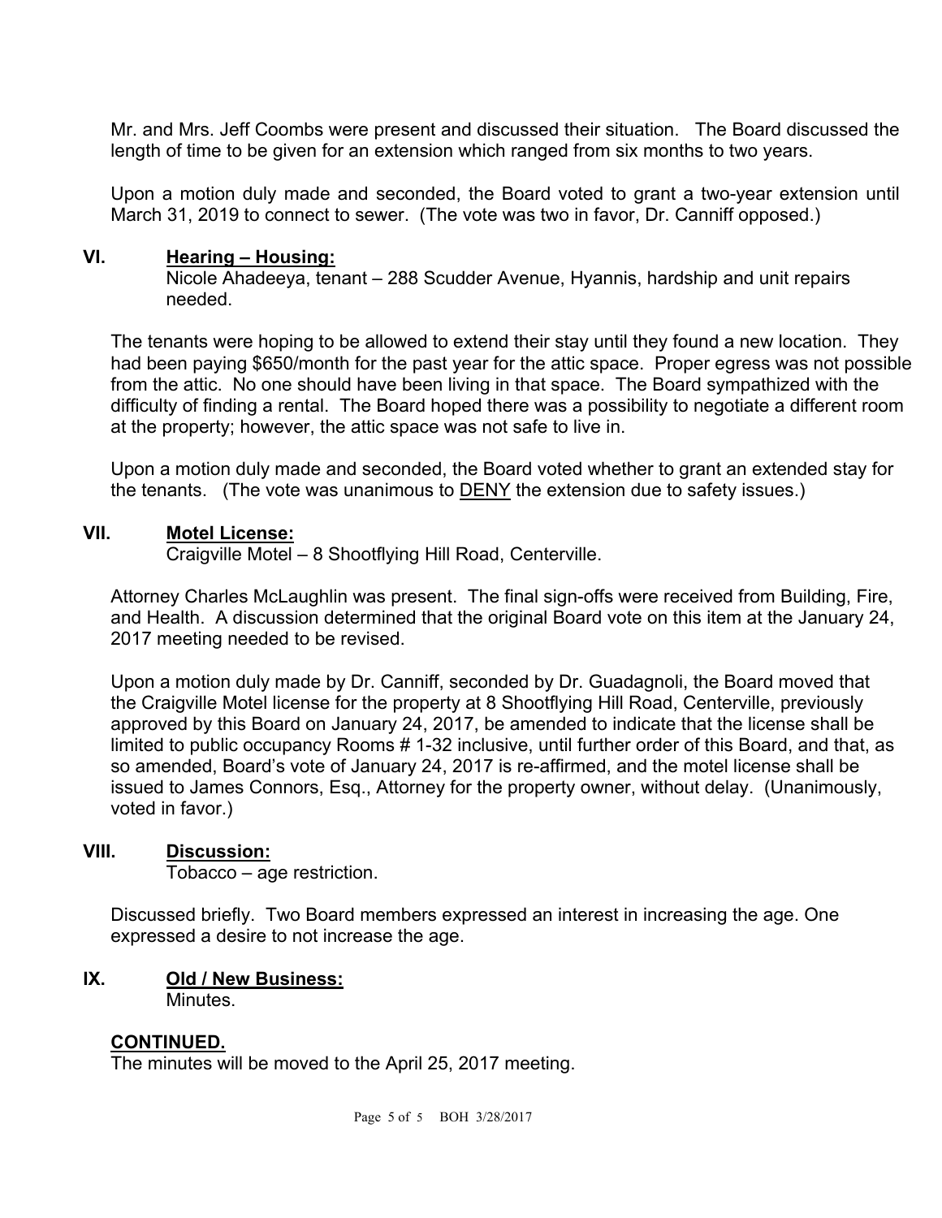Mr. and Mrs. Jeff Coombs were present and discussed their situation. The Board discussed the length of time to be given for an extension which ranged from six months to two years.

Upon a motion duly made and seconded, the Board voted to grant a two-year extension until March 31, 2019 to connect to sewer. (The vote was two in favor, Dr. Canniff opposed.)

## VI. Hearing – Housing:

Nicole Ahadeeya, tenant – 288 Scudder Avenue, Hyannis, hardship and unit repairs needed.

The tenants were hoping to be allowed to extend their stay until they found a new location. They had been paying $650/month for the past year for the attic space. Proper egress was not possible from the attic. No one should have been living in that space. The Board sympathized with the difficulty of finding a rental. The Board hoped there was a possibility to negotiate a different room at the property; however, the attic space was not safe to live in.

Upon a motion duly made and seconded, the Board voted whether to grant an extended stay for the tenants. (The vote was unanimous to DENY the extension due to safety issues.)

## VII. Motel License:

Craigville Motel – 8 Shootflying Hill Road, Centerville.

Attorney Charles McLaughlin was present. The final sign-offs were received from Building, Fire, and Health. A discussion determined that the original Board vote on this item at the January 24, 2017 meeting needed to be revised.

Upon a motion duly made by Dr. Canniff, seconded by Dr. Guadagnoli, the Board moved that the Craigville Motel license for the property at 8 Shootflying Hill Road, Centerville, previously approved by this Board on January 24, 2017, be amended to indicate that the license shall be limited to public occupancy Rooms # 1-32 inclusive, until further order of this Board, and that, as so amended, Board's vote of January 24, 2017 is re-affirmed, and the motel license shall be issued to James Connors, Esq., Attorney for the property owner, without delay. (Unanimously, voted in favor.)

## VIII. Discussion:

Tobacco – age restriction.

Discussed briefly. Two Board members expressed an interest in increasing the age. One expressed a desire to not increase the age.

## IX. Old / New Business:

Minutes.

**CONTINUED.**

The minutes will be moved to the April 25, 2017 meeting.